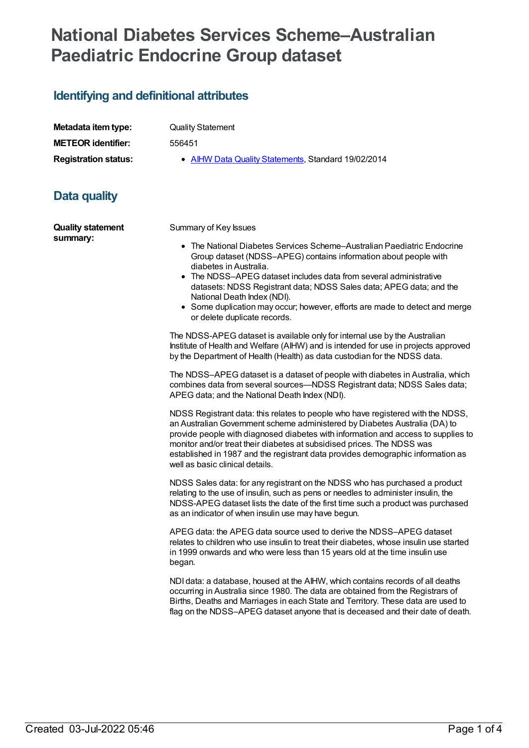# National Diabetes Services Scheme–Australian Paediatric Endocrine Group dataset

## Identifying and definitional attributes

| | |
|---|---|
| **Metadata item type:** | Quality Statement |
| **METEOR identifier:** | 556451 |
| **Registration status:** | • AIHW Data Quality Statements, Standard 19/02/2014 |

## Data quality

**Quality statement summary:**

Summary of Key Issues

- The National Diabetes Services Scheme–Australian Paediatric Endocrine Group dataset (NDSS–APEG) contains information about people with diabetes in Australia.
- The NDSS–APEG dataset includes data from several administrative datasets: NDSS Registrant data; NDSS Sales data; APEG data; and the National Death Index (NDI).
- Some duplication may occur; however, efforts are made to detect and merge or delete duplicate records.

The NDSS-APEG dataset is available only for internal use by the Australian Institute of Health and Welfare (AIHW) and is intended for use in projects approved by the Department of Health (Health) as data custodian for the NDSS data.

The NDSS–APEG dataset is a dataset of people with diabetes in Australia, which combines data from several sources—NDSS Registrant data; NDSS Sales data; APEG data; and the National Death Index (NDI).

NDSS Registrant data: this relates to people who have registered with the NDSS, an Australian Government scheme administered by Diabetes Australia (DA) to provide people with diagnosed diabetes with information and access to supplies to monitor and/or treat their diabetes at subsidised prices. The NDSS was established in 1987 and the registrant data provides demographic information as well as basic clinical details.

NDSS Sales data: for any registrant on the NDSS who has purchased a product relating to the use of insulin, such as pens or needles to administer insulin, the NDSS-APEG dataset lists the date of the first time such a product was purchased as an indicator of when insulin use may have begun.

APEG data: the APEG data source used to derive the NDSS–APEG dataset relates to children who use insulin to treat their diabetes, whose insulin use started in 1999 onwards and who were less than 15 years old at the time insulin use began.

NDI data: a database, housed at the AIHW, which contains records of all deaths occurring in Australia since 1980. The data are obtained from the Registrars of Births, Deaths and Marriages in each State and Territory. These data are used to flag on the NDSS–APEG dataset anyone that is deceased and their date of death.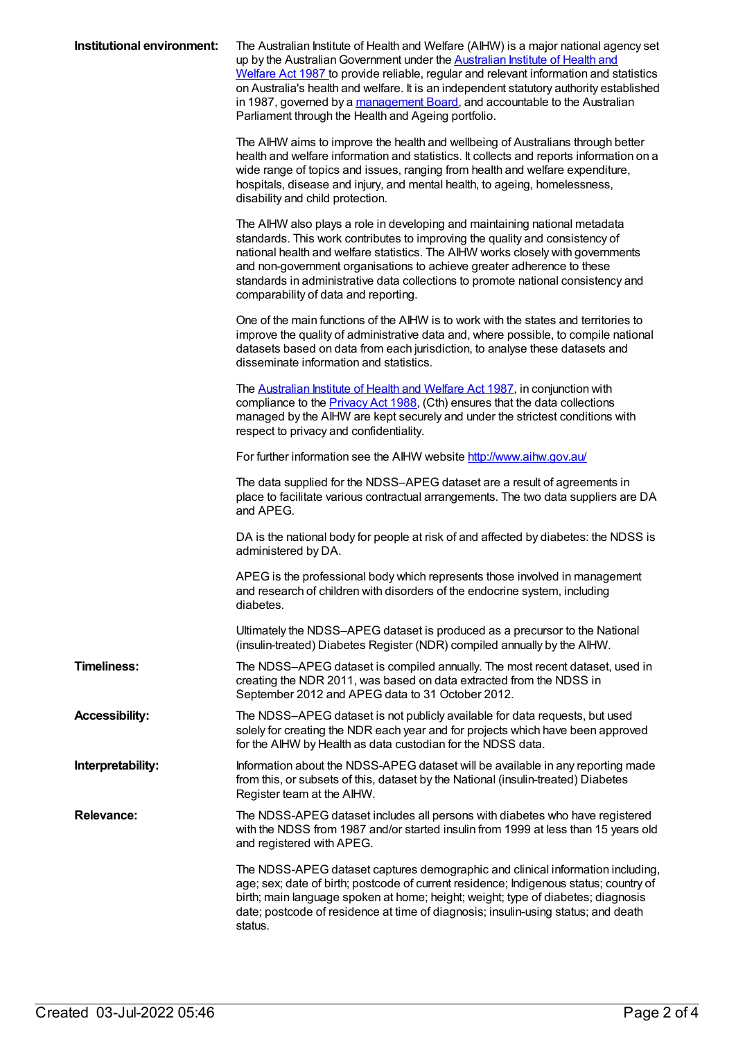**Institutional environment:**

The Australian Institute of Health and Welfare (AIHW) is a major national agency set up by the Australian Government under the Australian Institute of Health and Welfare Act 1987 to provide reliable, regular and relevant information and statistics on Australia's health and welfare. It is an independent statutory authority established in 1987, governed by a management Board, and accountable to the Australian Parliament through the Health and Ageing portfolio.

The AIHW aims to improve the health and wellbeing of Australians through better health and welfare information and statistics. It collects and reports information on a wide range of topics and issues, ranging from health and welfare expenditure, hospitals, disease and injury, and mental health, to ageing, homelessness, disability and child protection.

The AIHW also plays a role in developing and maintaining national metadata standards. This work contributes to improving the quality and consistency of national health and welfare statistics. The AIHW works closely with governments and non-government organisations to achieve greater adherence to these standards in administrative data collections to promote national consistency and comparability of data and reporting.

One of the main functions of the AIHW is to work with the states and territories to improve the quality of administrative data and, where possible, to compile national datasets based on data from each jurisdiction, to analyse these datasets and disseminate information and statistics.

The Australian Institute of Health and Welfare Act 1987, in conjunction with compliance to the Privacy Act 1988, (Cth) ensures that the data collections managed by the AIHW are kept securely and under the strictest conditions with respect to privacy and confidentiality.

For further information see the AIHW website http://www.aihw.gov.au/

The data supplied for the NDSS–APEG dataset are a result of agreements in place to facilitate various contractual arrangements. The two data suppliers are DA and APEG.

DA is the national body for people at risk of and affected by diabetes: the NDSS is administered by DA.

APEG is the professional body which represents those involved in management and research of children with disorders of the endocrine system, including diabetes.

Ultimately the NDSS–APEG dataset is produced as a precursor to the National (insulin-treated) Diabetes Register (NDR) compiled annually by the AIHW.

**Timeliness:**

The NDSS–APEG dataset is compiled annually. The most recent dataset, used in creating the NDR 2011, was based on data extracted from the NDSS in September 2012 and APEG data to 31 October 2012.

**Accessibility:**

The NDSS–APEG dataset is not publicly available for data requests, but used solely for creating the NDR each year and for projects which have been approved for the AIHW by Health as data custodian for the NDSS data.

**Interpretability:**

Information about the NDSS-APEG dataset will be available in any reporting made from this, or subsets of this, dataset by the National (insulin-treated) Diabetes Register team at the AIHW.

**Relevance:**

The NDSS-APEG dataset includes all persons with diabetes who have registered with the NDSS from 1987 and/or started insulin from 1999 at less than 15 years old and registered with APEG.

The NDSS-APEG dataset captures demographic and clinical information including, age; sex; date of birth; postcode of current residence; Indigenous status; country of birth; main language spoken at home; height; weight; type of diabetes; diagnosis date; postcode of residence at time of diagnosis; insulin-using status; and death status.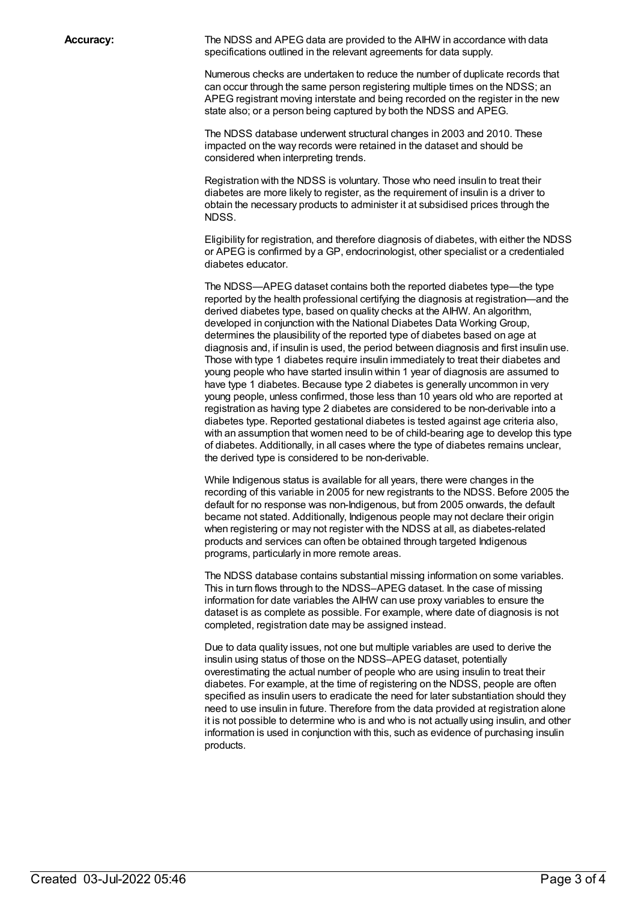**Accuracy:**

The NDSS and APEG data are provided to the AIHW in accordance with data specifications outlined in the relevant agreements for data supply.

Numerous checks are undertaken to reduce the number of duplicate records that can occur through the same person registering multiple times on the NDSS; an APEG registrant moving interstate and being recorded on the register in the new state also; or a person being captured by both the NDSS and APEG.

The NDSS database underwent structural changes in 2003 and 2010. These impacted on the way records were retained in the dataset and should be considered when interpreting trends.

Registration with the NDSS is voluntary. Those who need insulin to treat their diabetes are more likely to register, as the requirement of insulin is a driver to obtain the necessary products to administer it at subsidised prices through the NDSS.

Eligibility for registration, and therefore diagnosis of diabetes, with either the NDSS or APEG is confirmed by a GP, endocrinologist, other specialist or a credentialed diabetes educator.

The NDSS—APEG dataset contains both the reported diabetes type—the type reported by the health professional certifying the diagnosis at registration—and the derived diabetes type, based on quality checks at the AIHW. An algorithm, developed in conjunction with the National Diabetes Data Working Group, determines the plausibility of the reported type of diabetes based on age at diagnosis and, if insulin is used, the period between diagnosis and first insulin use. Those with type 1 diabetes require insulin immediately to treat their diabetes and young people who have started insulin within 1 year of diagnosis are assumed to have type 1 diabetes. Because type 2 diabetes is generally uncommon in very young people, unless confirmed, those less than 10 years old who are reported at registration as having type 2 diabetes are considered to be non-derivable into a diabetes type. Reported gestational diabetes is tested against age criteria also, with an assumption that women need to be of child-bearing age to develop this type of diabetes. Additionally, in all cases where the type of diabetes remains unclear, the derived type is considered to be non-derivable.

While Indigenous status is available for all years, there were changes in the recording of this variable in 2005 for new registrants to the NDSS. Before 2005 the default for no response was non-Indigenous, but from 2005 onwards, the default became not stated. Additionally, Indigenous people may not declare their origin when registering or may not register with the NDSS at all, as diabetes-related products and services can often be obtained through targeted Indigenous programs, particularly in more remote areas.

The NDSS database contains substantial missing information on some variables. This in turn flows through to the NDSS–APEG dataset. In the case of missing information for date variables the AIHW can use proxy variables to ensure the dataset is as complete as possible. For example, where date of diagnosis is not completed, registration date may be assigned instead.

Due to data quality issues, not one but multiple variables are used to derive the insulin using status of those on the NDSS–APEG dataset, potentially overestimating the actual number of people who are using insulin to treat their diabetes. For example, at the time of registering on the NDSS, people are often specified as insulin users to eradicate the need for later substantiation should they need to use insulin in future. Therefore from the data provided at registration alone it is not possible to determine who is and who is not actually using insulin, and other information is used in conjunction with this, such as evidence of purchasing insulin products.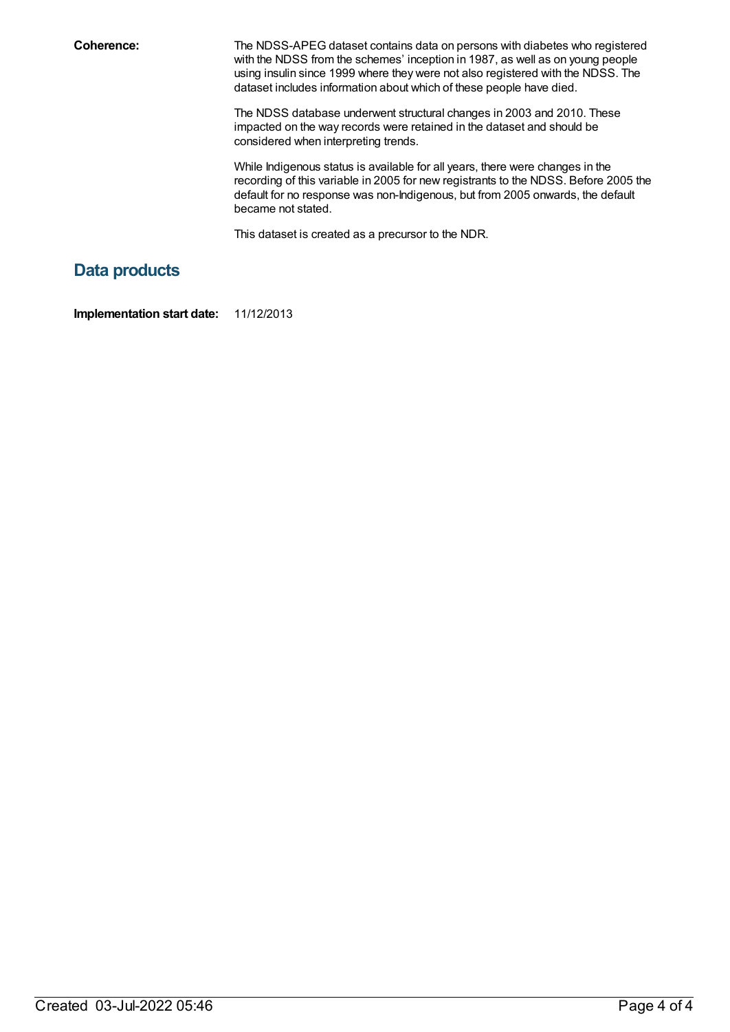**Coherence:** The NDSS-APEG dataset contains data on persons with diabetes who registered with the NDSS from the schemes' inception in 1987, as well as on young people using insulin since 1999 where they were not also registered with the NDSS. The dataset includes information about which of these people have died.

The NDSS database underwent structural changes in 2003 and 2010. These impacted on the way records were retained in the dataset and should be considered when interpreting trends.

While Indigenous status is available for all years, there were changes in the recording of this variable in 2005 for new registrants to the NDSS. Before 2005 the default for no response was non-Indigenous, but from 2005 onwards, the default became not stated.

This dataset is created as a precursor to the NDR.

## Data products

**Implementation start date:** 11/12/2013